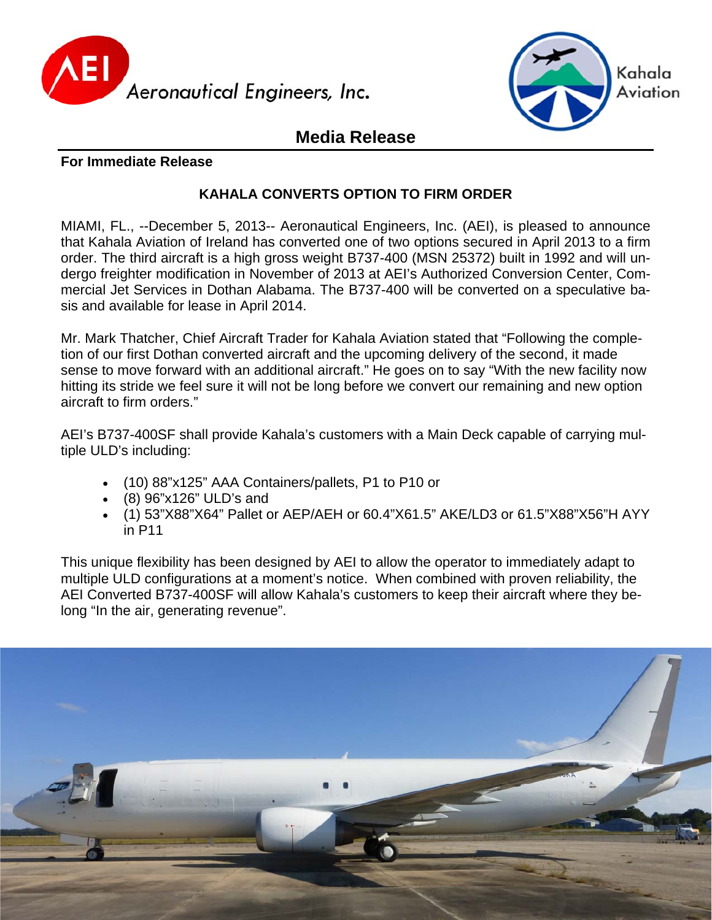Aeronautical Engineers, Inc.

Kahala Aviation

## Media Release

**For Immediate Release**

### KAHALA CONVERTS OPTION TO FIRM ORDER

MIAMI, FL., --December 5, 2013-- Aeronautical Engineers, Inc. (AEI), is pleased to announce that Kahala Aviation of Ireland has converted one of two options secured in April 2013 to a firm order. The third aircraft is a high gross weight B737-400 (MSN 25372) built in 1992 and will undergo freighter modification in November of 2013 at AEI's Authorized Conversion Center, Commercial Jet Services in Dothan Alabama. The B737-400 will be converted on a speculative basis and available for lease in April 2014.

Mr. Mark Thatcher, Chief Aircraft Trader for Kahala Aviation stated that "Following the completion of our first Dothan converted aircraft and the upcoming delivery of the second, it made sense to move forward with an additional aircraft." He goes on to say "With the new facility now hitting its stride we feel sure it will not be long before we convert our remaining and new option aircraft to firm orders."

AEI's B737-400SF shall provide Kahala's customers with a Main Deck capable of carrying multiple ULD's including:

- (10) 88"x125" AAA Containers/pallets, P1 to P10 or
- (8) 96"x126" ULD's and
- (1) 53"X88"X64" Pallet or AEP/AEH or 60.4"X61.5" AKE/LD3 or 61.5"X88"X56"H AYY in P11

This unique flexibility has been designed by AEI to allow the operator to immediately adapt to multiple ULD configurations at a moment's notice. When combined with proven reliability, the AEI Converted B737-400SF will allow Kahala's customers to keep their aircraft where they belong "In the air, generating revenue".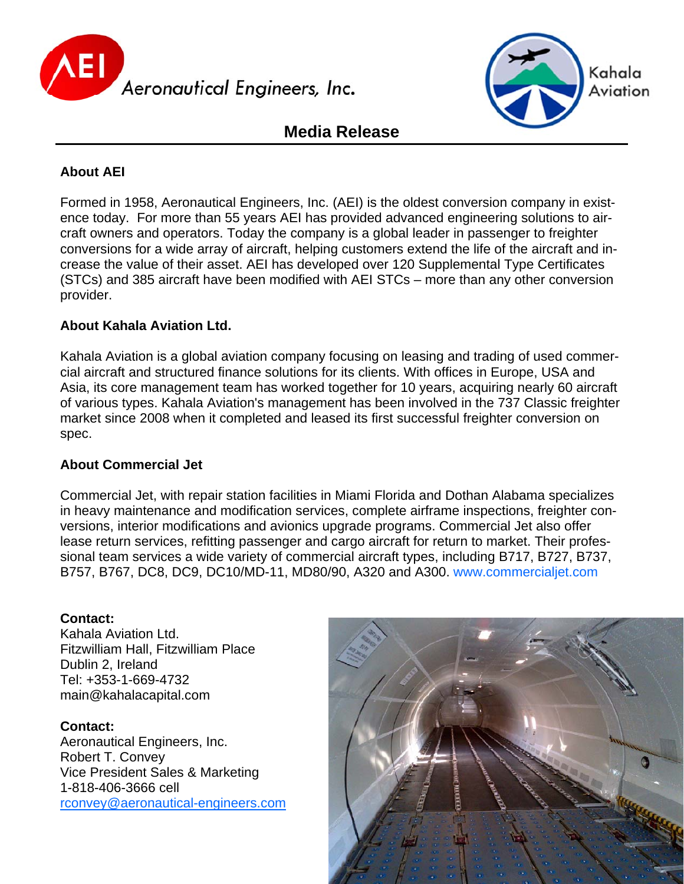# Media Release

### About AEI

Formed in 1958, Aeronautical Engineers, Inc. (AEI) is the oldest conversion company in existence today. For more than 55 years AEI has provided advanced engineering solutions to aircraft owners and operators. Today the company is a global leader in passenger to freighter conversions for a wide array of aircraft, helping customers extend the life of the aircraft and increase the value of their asset. AEI has developed over 120 Supplemental Type Certificates (STCs) and 385 aircraft have been modified with AEI STCs – more than any other conversion provider.

### About Kahala Aviation Ltd.

Kahala Aviation is a global aviation company focusing on leasing and trading of used commercial aircraft and structured finance solutions for its clients. With offices in Europe, USA and Asia, its core management team has worked together for 10 years, acquiring nearly 60 aircraft of various types. Kahala Aviation's management has been involved in the 737 Classic freighter market since 2008 when it completed and leased its first successful freighter conversion on spec.

### About Commercial Jet

Commercial Jet, with repair station facilities in Miami Florida and Dothan Alabama specializes in heavy maintenance and modification services, complete airframe inspections, freighter conversions, interior modifications and avionics upgrade programs. Commercial Jet also offer lease return services, refitting passenger and cargo aircraft for return to market. Their professional team services a wide variety of commercial aircraft types, including B717, B727, B737, B757, B767, DC8, DC9, DC10/MD-11, MD80/90, A320 and A300. www.commercialjet.com

**Contact:**
Kahala Aviation Ltd.
Fitzwilliam Hall, Fitzwilliam Place
Dublin 2, Ireland
Tel: +353-1-669-4732
main@kahalacapital.com

**Contact:**
Aeronautical Engineers, Inc.
Robert T. Convey
Vice President Sales & Marketing
1-818-406-3666 cell
rconvey@aeronautical-engineers.com